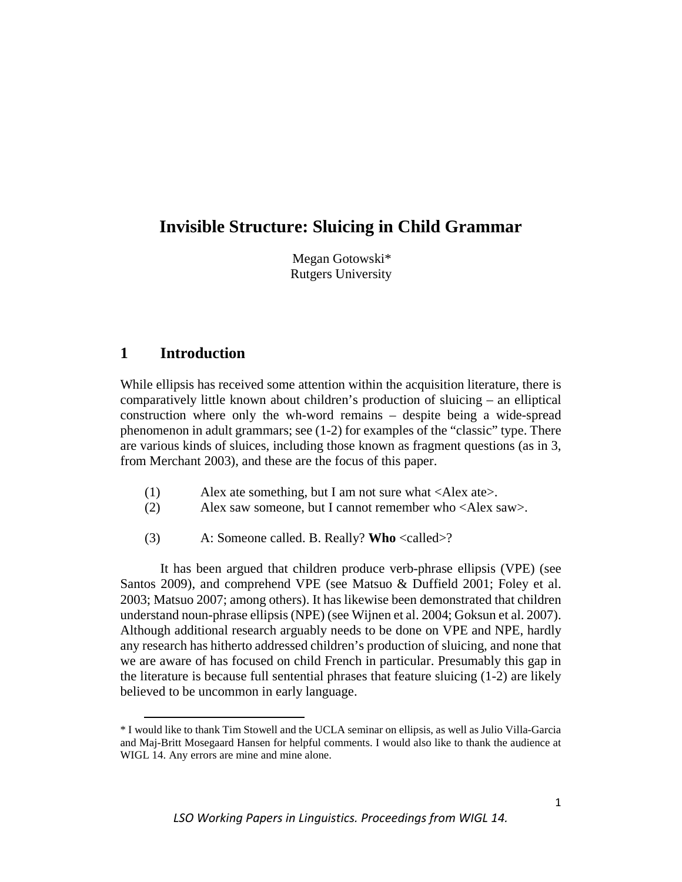# Invisible Structure: Sluicing in Child Grammar

Megan Gotowski*
Rutgers University

## 1 Introduction

While ellipsis has received some attention within the acquisition literature, there is comparatively little known about children's production of sluicing – an elliptical construction where only the wh-word remains – despite being a wide-spread phenomenon in adult grammars; see (1-2) for examples of the "classic" type. There are various kinds of sluices, including those known as fragment questions (as in 3, from Merchant 2003), and these are the focus of this paper.

(1) Alex ate something, but I am not sure what <Alex ate>.
(2) Alex saw someone, but I cannot remember who <Alex saw>.

(3) A: Someone called. B. Really? **Who** <called>?

It has been argued that children produce verb-phrase ellipsis (VPE) (see Santos 2009), and comprehend VPE (see Matsuo & Duffield 2001; Foley et al. 2003; Matsuo 2007; among others). It has likewise been demonstrated that children understand noun-phrase ellipsis (NPE) (see Wijnen et al. 2004; Goksun et al. 2007). Although additional research arguably needs to be done on VPE and NPE, hardly any research has hitherto addressed children's production of sluicing, and none that we are aware of has focused on child French in particular. Presumably this gap in the literature is because full sentential phrases that feature sluicing (1-2) are likely believed to be uncommon in early language.

---

* I would like to thank Tim Stowell and the UCLA seminar on ellipsis, as well as Julio Villa-Garcia and Maj-Britt Mosegaard Hansen for helpful comments. I would also like to thank the audience at WIGL 14. Any errors are mine and mine alone.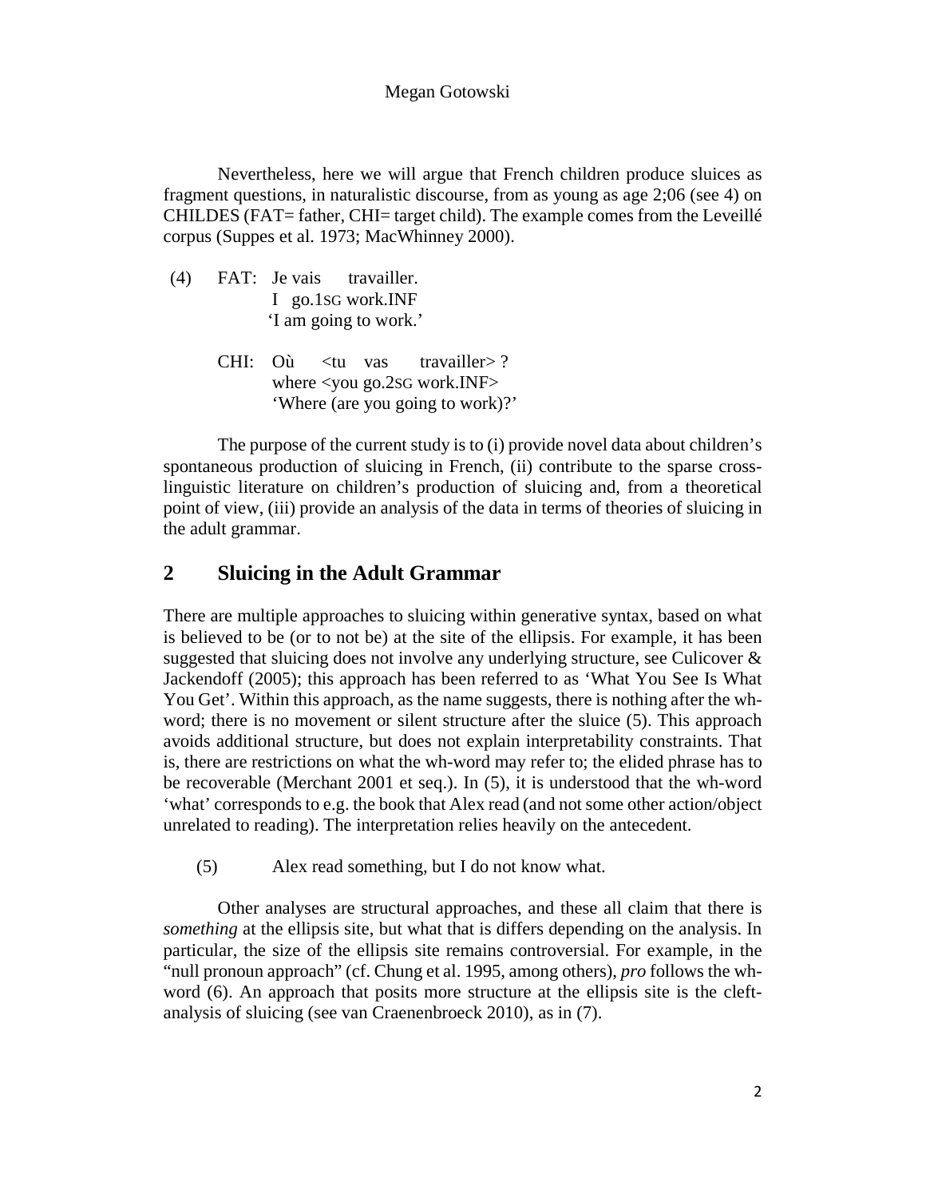Nevertheless, here we will argue that French children produce sluices as fragment questions, in naturalistic discourse, from as young as age 2;06 (see 4) on CHILDES (FAT= father, CHI= target child). The example comes from the Leveillé corpus (Suppes et al. 1973; MacWhinney 2000).

(4) FAT: Je vais travailler.
I go.1SG work.INF
'I am going to work.'

CHI: Où <tu vas travailler> ?
where <you go.2SG work.INF>
'Where (are you going to work)?'

The purpose of the current study is to (i) provide novel data about children's spontaneous production of sluicing in French, (ii) contribute to the sparse cross-linguistic literature on children's production of sluicing and, from a theoretical point of view, (iii) provide an analysis of the data in terms of theories of sluicing in the adult grammar.

## 2 Sluicing in the Adult Grammar

There are multiple approaches to sluicing within generative syntax, based on what is believed to be (or to not be) at the site of the ellipsis. For example, it has been suggested that sluicing does not involve any underlying structure, see Culicover & Jackendoff (2005); this approach has been referred to as 'What You See Is What You Get'. Within this approach, as the name suggests, there is nothing after the wh-word; there is no movement or silent structure after the sluice (5). This approach avoids additional structure, but does not explain interpretability constraints. That is, there are restrictions on what the wh-word may refer to; the elided phrase has to be recoverable (Merchant 2001 et seq.). In (5), it is understood that the wh-word 'what' corresponds to e.g. the book that Alex read (and not some other action/object unrelated to reading). The interpretation relies heavily on the antecedent.

(5) Alex read something, but I do not know what.

Other analyses are structural approaches, and these all claim that there is *something* at the ellipsis site, but what that is differs depending on the analysis. In particular, the size of the ellipsis site remains controversial. For example, in the "null pronoun approach" (cf. Chung et al. 1995, among others), *pro* follows the wh-word (6). An approach that posits more structure at the ellipsis site is the cleft-analysis of sluicing (see van Craenenbroeck 2010), as in (7).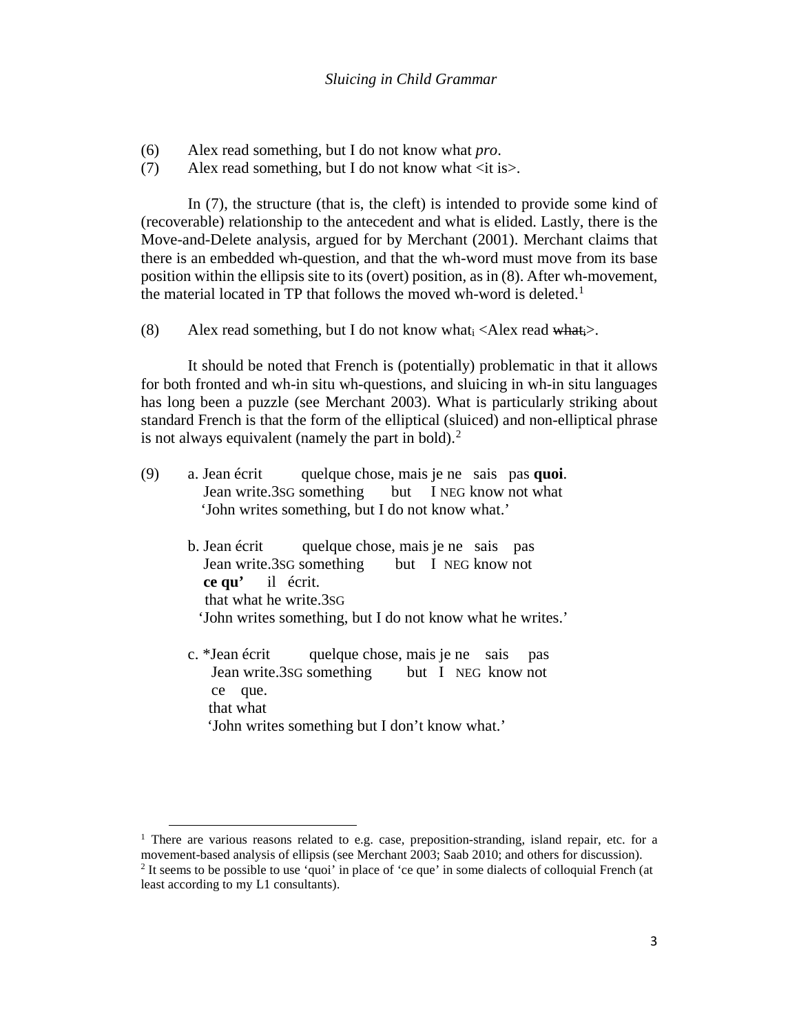(6) Alex read something, but I do not know what *pro*.
(7) Alex read something, but I do not know what <it is>.

In (7), the structure (that is, the cleft) is intended to provide some kind of (recoverable) relationship to the antecedent and what is elided. Lastly, there is the Move-and-Delete analysis, argued for by Merchant (2001). Merchant claims that there is an embedded wh-question, and that the wh-word must move from its base position within the ellipsis site to its (overt) position, as in (8). After wh-movement, the material located in TP that follows the moved wh-word is deleted.[1]

(8) Alex read something, but I do not know what$_i$ <Alex read ~~what$_i$~~>.

It should be noted that French is (potentially) problematic in that it allows for both fronted and wh-in situ wh-questions, and sluicing in wh-in situ languages has long been a puzzle (see Merchant 2003). What is particularly striking about standard French is that the form of the elliptical (sluiced) and non-elliptical phrase is not always equivalent (namely the part in bold).[2]

(9) a. Jean écrit quelque chose, mais je ne sais pas **quoi**.
   Jean write.3SG something but I NEG know not what
   'John writes something, but I do not know what.'

   b. Jean écrit quelque chose, mais je ne sais pas **ce qu'** il écrit.
   Jean write.3SG something but I NEG know not that what he write.3SG
   'John writes something, but I do not know what he writes.'

   c. *Jean écrit quelque chose, mais je ne sais pas ce que.
   Jean write.3SG something but I NEG know not that what
   'John writes something but I don't know what.'

---

[1] There are various reasons related to e.g. case, preposition-stranding, island repair, etc. for a movement-based analysis of ellipsis (see Merchant 2003; Saab 2010; and others for discussion).

[2] It seems to be possible to use 'quoi' in place of 'ce que' in some dialects of colloquial French (at least according to my L1 consultants).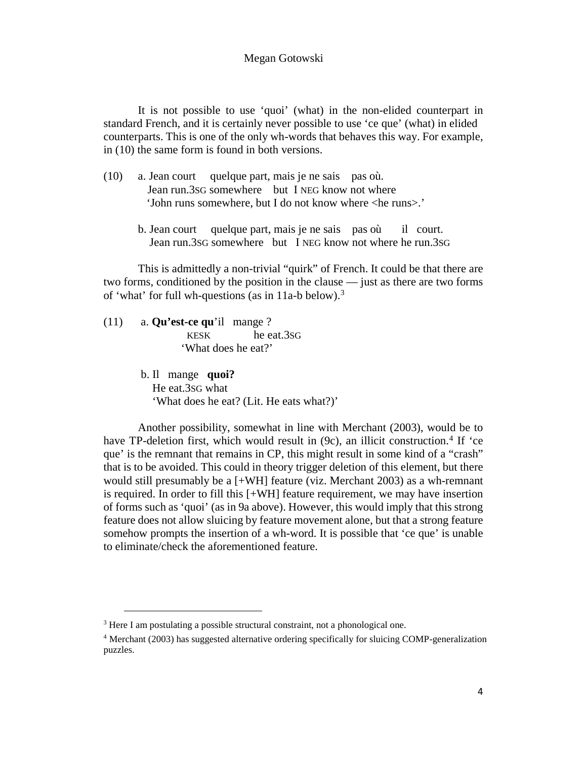It is not possible to use 'quoi' (what) in the non-elided counterpart in standard French, and it is certainly never possible to use 'ce que' (what) in elided counterparts. This is one of the only wh-words that behaves this way. For example, in (10) the same form is found in both versions.

(10) a. Jean court quelque part, mais je ne sais pas où.
   Jean run.3SG somewhere but I NEG know not where
   'John runs somewhere, but I do not know where <he runs>.'

   b. Jean court quelque part, mais je ne sais pas où il court.
   Jean run.3SG somewhere but I NEG know not where he run.3SG

This is admittedly a non-trivial "quirk" of French. It could be that there are two forms, conditioned by the position in the clause — just as there are two forms of 'what' for full wh-questions (as in 11a-b below).[3]

(11) a. **Qu'est-ce qu**'il mange ?
   KESK he eat.3SG
   'What does he eat?'

   b. Il mange **quoi?**
   He eat.3SG what
   'What does he eat? (Lit. He eats what?)'

Another possibility, somewhat in line with Merchant (2003), would be to have TP-deletion first, which would result in (9c), an illicit construction.[4] If 'ce que' is the remnant that remains in CP, this might result in some kind of a "crash" that is to be avoided. This could in theory trigger deletion of this element, but there would still presumably be a [+WH] feature (viz. Merchant 2003) as a wh-remnant is required. In order to fill this [+WH] feature requirement, we may have insertion of forms such as 'quoi' (as in 9a above). However, this would imply that this strong feature does not allow sluicing by feature movement alone, but that a strong feature somehow prompts the insertion of a wh-word. It is possible that 'ce que' is unable to eliminate/check the aforementioned feature.

---

[3] Here I am postulating a possible structural constraint, not a phonological one.

[4] Merchant (2003) has suggested alternative ordering specifically for sluicing COMP-generalization puzzles.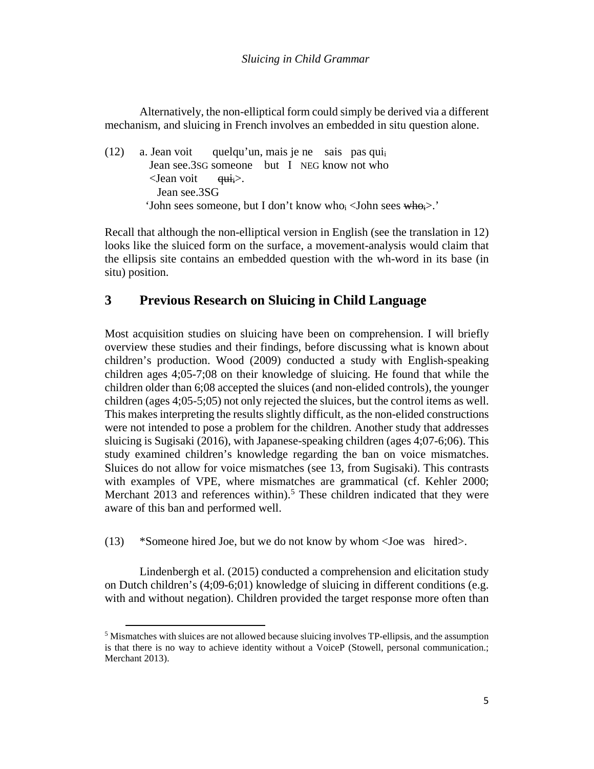Alternatively, the non-elliptical form could simply be derived via a different mechanism, and sluicing in French involves an embedded in situ question alone.

(12) a. Jean voit quelqu'un, mais je ne sais pas qui$_i$
   Jean see.3SG someone but I NEG know not who
   <Jean voit ~~qui$_i$~~>.
   Jean see.3SG
   'John sees someone, but I don't know who$_i$ <John sees ~~who$_i$~~>.'

Recall that although the non-elliptical version in English (see the translation in 12) looks like the sluiced form on the surface, a movement-analysis would claim that the ellipsis site contains an embedded question with the wh-word in its base (in situ) position.

## 3 Previous Research on Sluicing in Child Language

Most acquisition studies on sluicing have been on comprehension. I will briefly overview these studies and their findings, before discussing what is known about children's production. Wood (2009) conducted a study with English-speaking children ages 4;05-7;08 on their knowledge of sluicing. He found that while the children older than 6;08 accepted the sluices (and non-elided controls), the younger children (ages 4;05-5;05) not only rejected the sluices, but the control items as well. This makes interpreting the results slightly difficult, as the non-elided constructions were not intended to pose a problem for the children. Another study that addresses sluicing is Sugisaki (2016), with Japanese-speaking children (ages 4;07-6;06). This study examined children's knowledge regarding the ban on voice mismatches. Sluices do not allow for voice mismatches (see 13, from Sugisaki). This contrasts with examples of VPE, where mismatches are grammatical (cf. Kehler 2000; Merchant 2013 and references within).[5] These children indicated that they were aware of this ban and performed well.

(13) *Someone hired Joe, but we do not know by whom <Joe was hired>.

Lindenbergh et al. (2015) conducted a comprehension and elicitation study on Dutch children's (4;09-6;01) knowledge of sluicing in different conditions (e.g. with and without negation). Children provided the target response more often than

[5] Mismatches with sluices are not allowed because sluicing involves TP-ellipsis, and the assumption is that there is no way to achieve identity without a VoiceP (Stowell, personal communication.; Merchant 2013).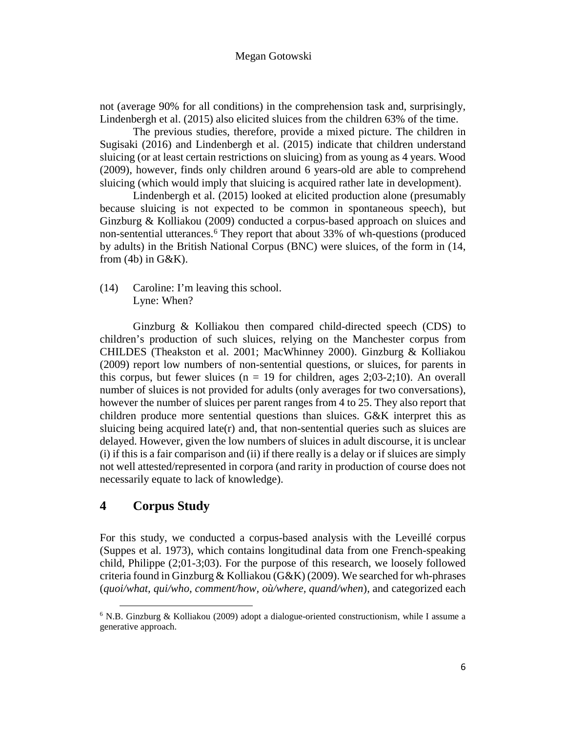not (average 90% for all conditions) in the comprehension task and, surprisingly, Lindenbergh et al. (2015) also elicited sluices from the children 63% of the time.

The previous studies, therefore, provide a mixed picture. The children in Sugisaki (2016) and Lindenbergh et al. (2015) indicate that children understand sluicing (or at least certain restrictions on sluicing) from as young as 4 years. Wood (2009), however, finds only children around 6 years-old are able to comprehend sluicing (which would imply that sluicing is acquired rather late in development).

Lindenbergh et al. (2015) looked at elicited production alone (presumably because sluicing is not expected to be common in spontaneous speech), but Ginzburg & Kolliakou (2009) conducted a corpus-based approach on sluices and non-sentential utterances.[6] They report that about 33% of wh-questions (produced by adults) in the British National Corpus (BNC) were sluices, of the form in (14, from (4b) in G&K).

(14) Caroline: I'm leaving this school.
Lyne: When?

Ginzburg & Kolliakou then compared child-directed speech (CDS) to children's production of such sluices, relying on the Manchester corpus from CHILDES (Theakston et al. 2001; MacWhinney 2000). Ginzburg & Kolliakou (2009) report low numbers of non-sentential questions, or sluices, for parents in this corpus, but fewer sluices (n = 19 for children, ages 2;03-2;10). An overall number of sluices is not provided for adults (only averages for two conversations), however the number of sluices per parent ranges from 4 to 25. They also report that children produce more sentential questions than sluices. G&K interpret this as sluicing being acquired late(r) and, that non-sentential queries such as sluices are delayed. However, given the low numbers of sluices in adult discourse, it is unclear (i) if this is a fair comparison and (ii) if there really is a delay or if sluices are simply not well attested/represented in corpora (and rarity in production of course does not necessarily equate to lack of knowledge).

## 4 Corpus Study

For this study, we conducted a corpus-based analysis with the Leveillé corpus (Suppes et al. 1973), which contains longitudinal data from one French-speaking child, Philippe (2;01-3;03). For the purpose of this research, we loosely followed criteria found in Ginzburg & Kolliakou (G&K) (2009). We searched for wh-phrases (*quoi/what*, *qui/who*, *comment/how*, *où/where*, *quand/when*), and categorized each

[6] N.B. Ginzburg & Kolliakou (2009) adopt a dialogue-oriented constructionism, while I assume a generative approach.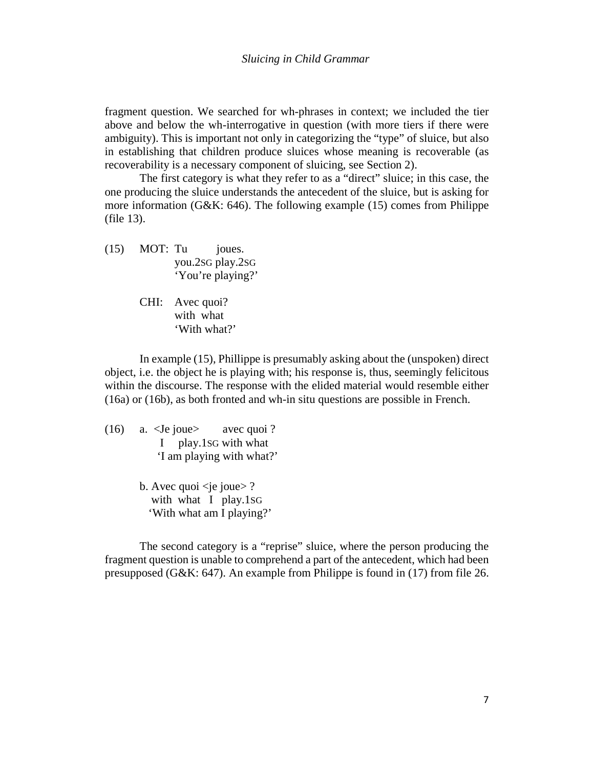fragment question. We searched for wh-phrases in context; we included the tier above and below the wh-interrogative in question (with more tiers if there were ambiguity). This is important not only in categorizing the "type" of sluice, but also in establishing that children produce sluices whose meaning is recoverable (as recoverability is a necessary component of sluicing, see Section 2).

The first category is what they refer to as a "direct" sluice; in this case, the one producing the sluice understands the antecedent of the sluice, but is asking for more information (G&K: 646). The following example (15) comes from Philippe (file 13).

(15) MOT: Tu joues.
you.2SG play.2SG
'You're playing?'

CHI: Avec quoi?
with what
'With what?'

In example (15), Phillippe is presumably asking about the (unspoken) direct object, i.e. the object he is playing with; his response is, thus, seemingly felicitous within the discourse. The response with the elided material would resemble either (16a) or (16b), as both fronted and wh-in situ questions are possible in French.

(16) a. <Je joue> avec quoi ?
I play.1SG with what
'I am playing with what?'

b. Avec quoi <je joue> ?
with what I play.1SG
'With what am I playing?'

The second category is a "reprise" sluice, where the person producing the fragment question is unable to comprehend a part of the antecedent, which had been presupposed (G&K: 647). An example from Philippe is found in (17) from file 26.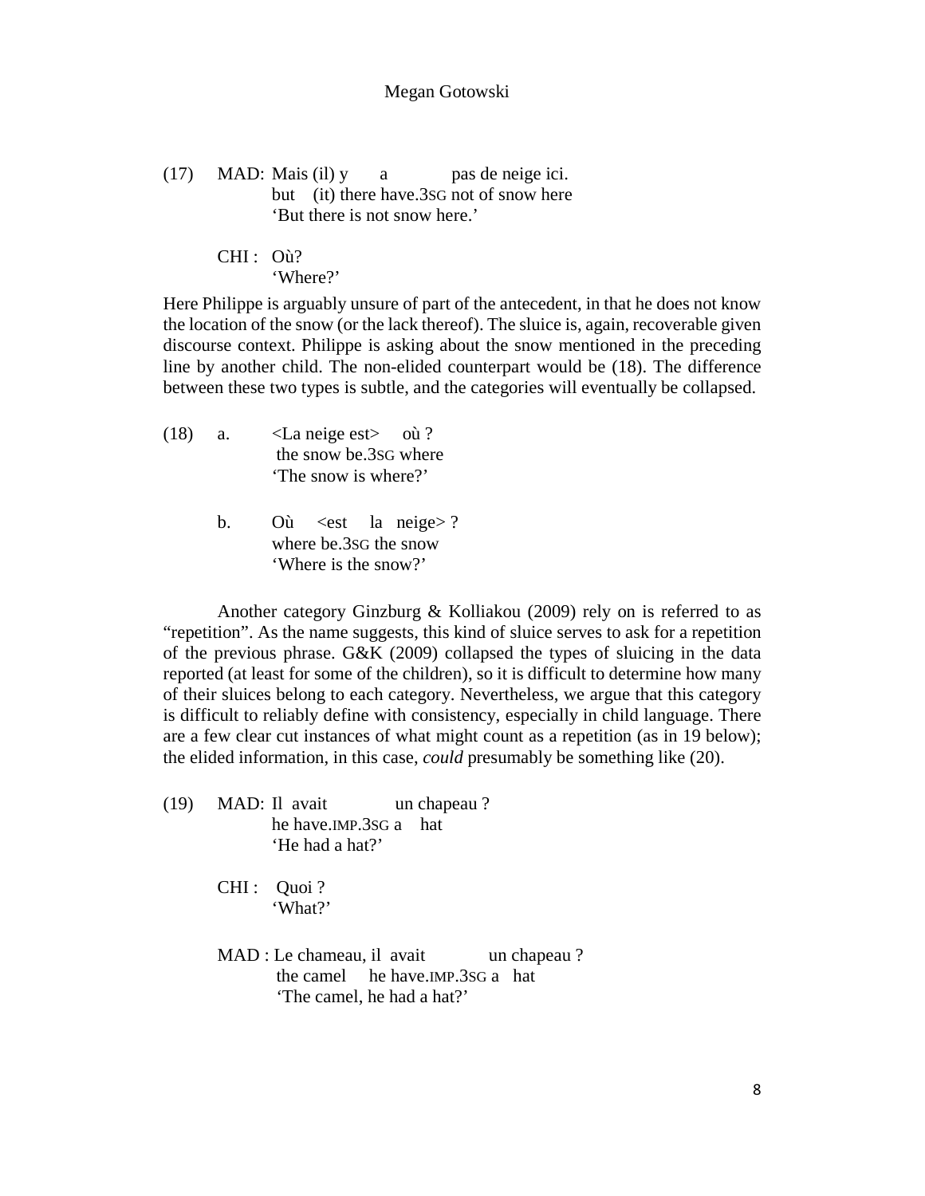(17) MAD: Mais (il) y a pas de neige ici.
but (it) there have.3SG not of snow here
'But there is not snow here.'

CHI : Où?
'Where?'

Here Philippe is arguably unsure of part of the antecedent, in that he does not know the location of the snow (or the lack thereof). The sluice is, again, recoverable given discourse context. Philippe is asking about the snow mentioned in the preceding line by another child. The non-elided counterpart would be (18). The difference between these two types is subtle, and the categories will eventually be collapsed.

(18) a. <La neige est> où ?
the snow be.3SG where
'The snow is where?'

b. Où <est la neige> ?
where be.3SG the snow
'Where is the snow?'

Another category Ginzburg & Kolliakou (2009) rely on is referred to as "repetition". As the name suggests, this kind of sluice serves to ask for a repetition of the previous phrase. G&K (2009) collapsed the types of sluicing in the data reported (at least for some of the children), so it is difficult to determine how many of their sluices belong to each category. Nevertheless, we argue that this category is difficult to reliably define with consistency, especially in child language. There are a few clear cut instances of what might count as a repetition (as in 19 below); the elided information, in this case, *could* presumably be something like (20).

(19) MAD: Il avait un chapeau ?
he have.IMP.3SG a hat
'He had a hat?'

CHI : Quoi ?
'What?'

MAD : Le chameau, il avait un chapeau ?
the camel he have.IMP.3SG a hat
'The camel, he had a hat?'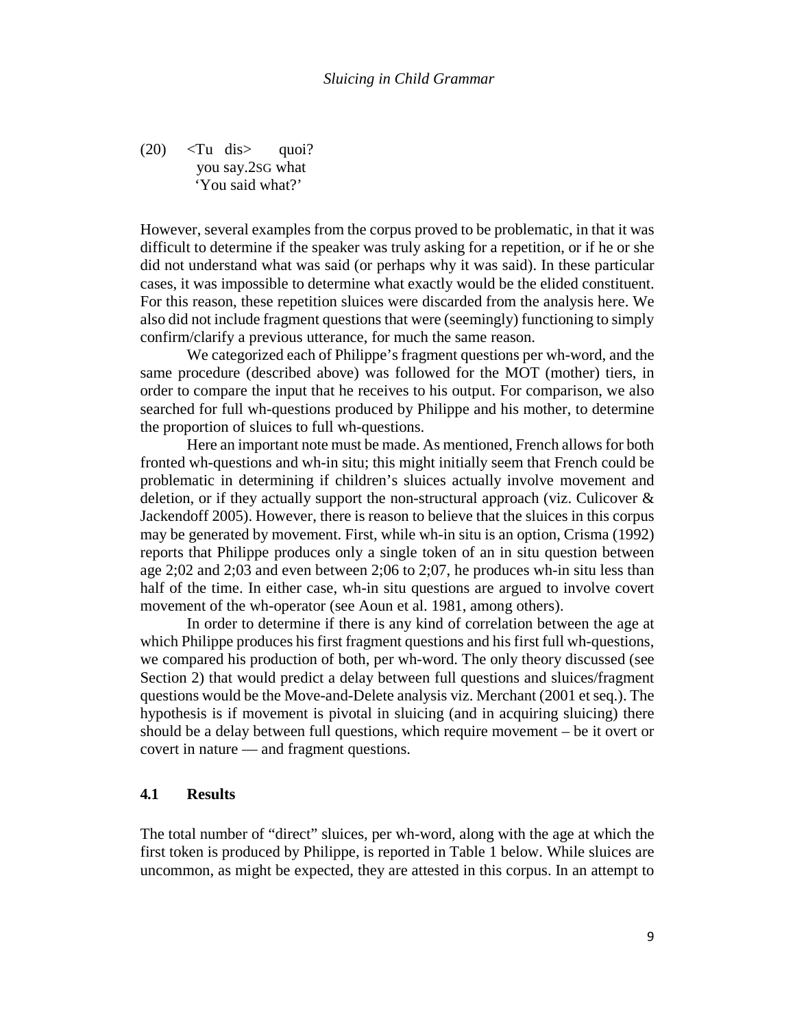(20) <Tu dis> quoi?
     you say.2SG what
     'You said what?'

However, several examples from the corpus proved to be problematic, in that it was difficult to determine if the speaker was truly asking for a repetition, or if he or she did not understand what was said (or perhaps why it was said). In these particular cases, it was impossible to determine what exactly would be the elided constituent. For this reason, these repetition sluices were discarded from the analysis here. We also did not include fragment questions that were (seemingly) functioning to simply confirm/clarify a previous utterance, for much the same reason.

We categorized each of Philippe's fragment questions per wh-word, and the same procedure (described above) was followed for the MOT (mother) tiers, in order to compare the input that he receives to his output. For comparison, we also searched for full wh-questions produced by Philippe and his mother, to determine the proportion of sluices to full wh-questions.

Here an important note must be made. As mentioned, French allows for both fronted wh-questions and wh-in situ; this might initially seem that French could be problematic in determining if children's sluices actually involve movement and deletion, or if they actually support the non-structural approach (viz. Culicover & Jackendoff 2005). However, there is reason to believe that the sluices in this corpus may be generated by movement. First, while wh-in situ is an option, Crisma (1992) reports that Philippe produces only a single token of an in situ question between age 2;02 and 2;03 and even between 2;06 to 2;07, he produces wh-in situ less than half of the time. In either case, wh-in situ questions are argued to involve covert movement of the wh-operator (see Aoun et al. 1981, among others).

In order to determine if there is any kind of correlation between the age at which Philippe produces his first fragment questions and his first full wh-questions, we compared his production of both, per wh-word. The only theory discussed (see Section 2) that would predict a delay between full questions and sluices/fragment questions would be the Move-and-Delete analysis viz. Merchant (2001 et seq.). The hypothesis is if movement is pivotal in sluicing (and in acquiring sluicing) there should be a delay between full questions, which require movement – be it overt or covert in nature — and fragment questions.

## 4.1 Results

The total number of "direct" sluices, per wh-word, along with the age at which the first token is produced by Philippe, is reported in Table 1 below. While sluices are uncommon, as might be expected, they are attested in this corpus. In an attempt to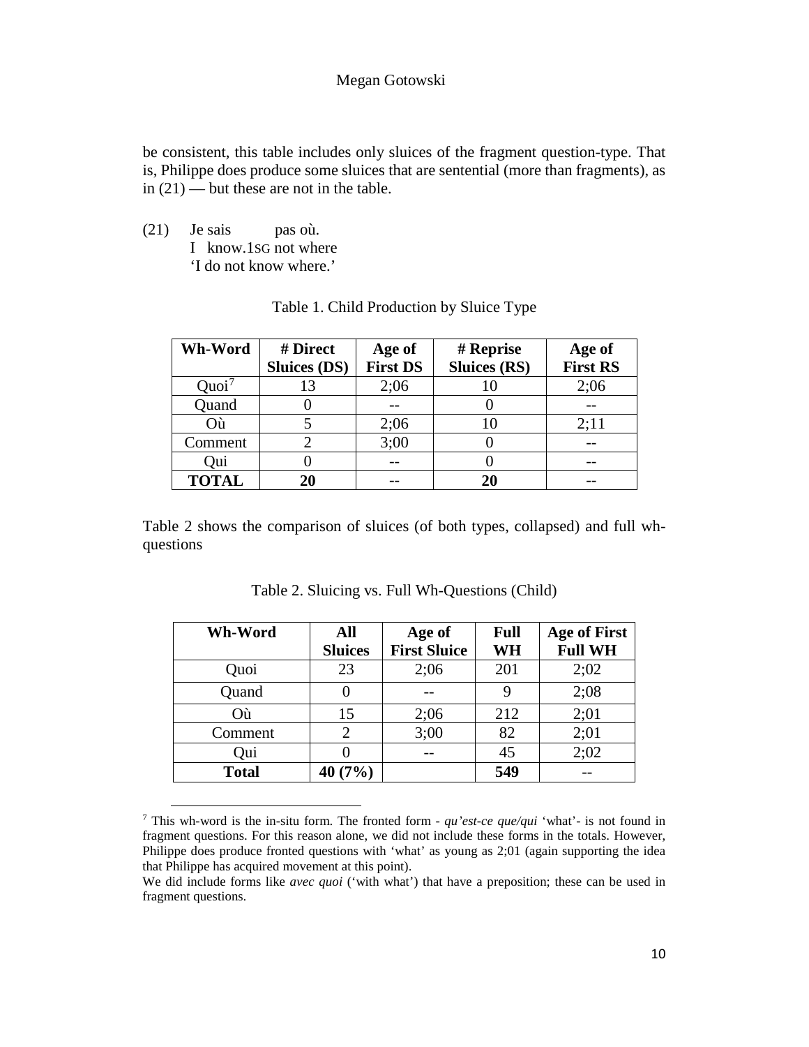be consistent, this table includes only sluices of the fragment question-type. That is, Philippe does produce some sluices that are sentential (more than fragments), as in (21) — but these are not in the table.

(21) Je sais pas où.
 I know.1SG not where
 'I do not know where.'

Table 1. Child Production by Sluice Type

| Wh-Word | # Direct Sluices (DS) | Age of First DS | # Reprise Sluices (RS) | Age of First RS |
|---|---|---|---|---|
| Quoi[7] | 13 | 2;06 | 10 | 2;06 |
| Quand | 0 | -- | 0 | -- |
| Où | 5 | 2;06 | 10 | 2;11 |
| Comment | 2 | 3;00 | 0 | -- |
| Qui | 0 | -- | 0 | -- |
| **TOTAL** | **20** | -- | **20** | -- |

Table 2 shows the comparison of sluices (of both types, collapsed) and full wh-questions

Table 2. Sluicing vs. Full Wh-Questions (Child)

| Wh-Word | All Sluices | Age of First Sluice | Full WH | Age of First Full WH |
|---|---|---|---|---|
| Quoi | 23 | 2;06 | 201 | 2;02 |
| Quand | 0 | -- | 9 | 2;08 |
| Où | 15 | 2;06 | 212 | 2;01 |
| Comment | 2 | 3;00 | 82 | 2;01 |
| Qui | 0 | -- | 45 | 2;02 |
| **Total** | **40 (7%)** | | **549** | -- |

[7] This wh-word is the in-situ form. The fronted form - *qu'est-ce que/qui* 'what'- is not found in fragment questions. For this reason alone, we did not include these forms in the totals. However, Philippe does produce fronted questions with 'what' as young as 2;01 (again supporting the idea that Philippe has acquired movement at this point).

We did include forms like *avec quoi* ('with what') that have a preposition; these can be used in fragment questions.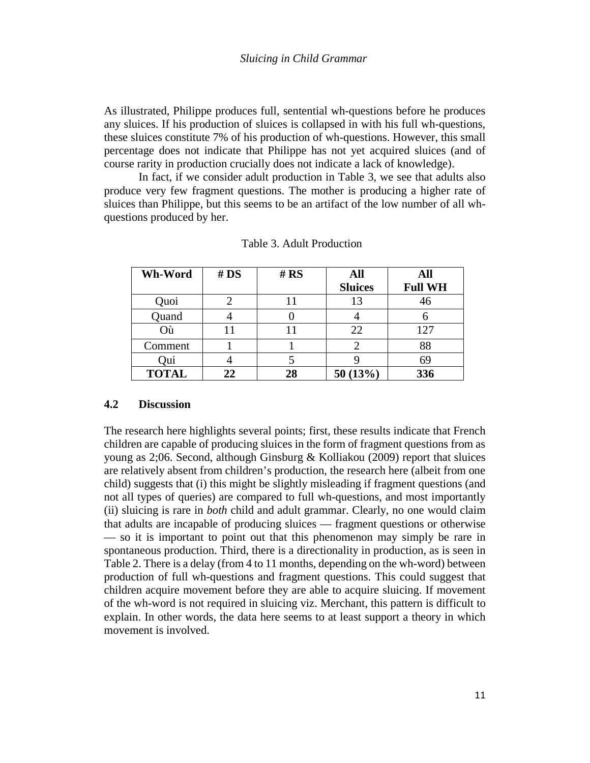As illustrated, Philippe produces full, sentential wh-questions before he produces any sluices. If his production of sluices is collapsed in with his full wh-questions, these sluices constitute 7% of his production of wh-questions. However, this small percentage does not indicate that Philippe has not yet acquired sluices (and of course rarity in production crucially does not indicate a lack of knowledge).

In fact, if we consider adult production in Table 3, we see that adults also produce very few fragment questions. The mother is producing a higher rate of sluices than Philippe, but this seems to be an artifact of the low number of all wh-questions produced by her.

Table 3. Adult Production

| Wh-Word | # DS | # RS | All Sluices | All Full WH |
|---|---|---|---|---|
| Quoi | 2 | 11 | 13 | 46 |
| Quand | 4 | 0 | 4 | 6 |
| Où | 11 | 11 | 22 | 127 |
| Comment | 1 | 1 | 2 | 88 |
| Qui | 4 | 5 | 9 | 69 |
| **TOTAL** | **22** | **28** | **50 (13%)** | **336** |

### 4.2 Discussion

The research here highlights several points; first, these results indicate that French children are capable of producing sluices in the form of fragment questions from as young as 2;06. Second, although Ginsburg & Kolliakou (2009) report that sluices are relatively absent from children's production, the research here (albeit from one child) suggests that (i) this might be slightly misleading if fragment questions (and not all types of queries) are compared to full wh-questions, and most importantly (ii) sluicing is rare in *both* child and adult grammar. Clearly, no one would claim that adults are incapable of producing sluices — fragment questions or otherwise — so it is important to point out that this phenomenon may simply be rare in spontaneous production. Third, there is a directionality in production, as is seen in Table 2. There is a delay (from 4 to 11 months, depending on the wh-word) between production of full wh-questions and fragment questions. This could suggest that children acquire movement before they are able to acquire sluicing. If movement of the wh-word is not required in sluicing viz. Merchant, this pattern is difficult to explain. In other words, the data here seems to at least support a theory in which movement is involved.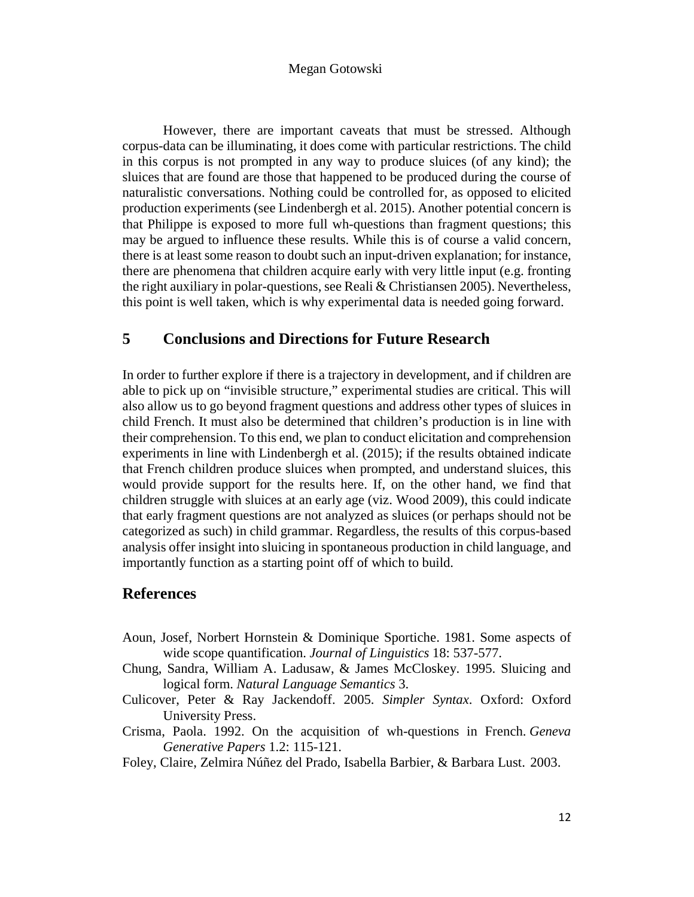However, there are important caveats that must be stressed. Although corpus-data can be illuminating, it does come with particular restrictions. The child in this corpus is not prompted in any way to produce sluices (of any kind); the sluices that are found are those that happened to be produced during the course of naturalistic conversations. Nothing could be controlled for, as opposed to elicited production experiments (see Lindenbergh et al. 2015). Another potential concern is that Philippe is exposed to more full wh-questions than fragment questions; this may be argued to influence these results. While this is of course a valid concern, there is at least some reason to doubt such an input-driven explanation; for instance, there are phenomena that children acquire early with very little input (e.g. fronting the right auxiliary in polar-questions, see Reali & Christiansen 2005). Nevertheless, this point is well taken, which is why experimental data is needed going forward.

## 5 Conclusions and Directions for Future Research

In order to further explore if there is a trajectory in development, and if children are able to pick up on "invisible structure," experimental studies are critical. This will also allow us to go beyond fragment questions and address other types of sluices in child French. It must also be determined that children's production is in line with their comprehension. To this end, we plan to conduct elicitation and comprehension experiments in line with Lindenbergh et al. (2015); if the results obtained indicate that French children produce sluices when prompted, and understand sluices, this would provide support for the results here. If, on the other hand, we find that children struggle with sluices at an early age (viz. Wood 2009), this could indicate that early fragment questions are not analyzed as sluices (or perhaps should not be categorized as such) in child grammar. Regardless, the results of this corpus-based analysis offer insight into sluicing in spontaneous production in child language, and importantly function as a starting point off of which to build.

## References

Aoun, Josef, Norbert Hornstein & Dominique Sportiche. 1981. Some aspects of wide scope quantification. *Journal of Linguistics* 18: 537-577.

Chung, Sandra, William A. Ladusaw, & James McCloskey. 1995. Sluicing and logical form. *Natural Language Semantics* 3.

Culicover, Peter & Ray Jackendoff. 2005. *Simpler Syntax*. Oxford: Oxford University Press.

Crisma, Paola. 1992. On the acquisition of wh-questions in French. *Geneva Generative Papers* 1.2: 115-121.

Foley, Claire, Zelmira Núñez del Prado, Isabella Barbier, & Barbara Lust. 2003.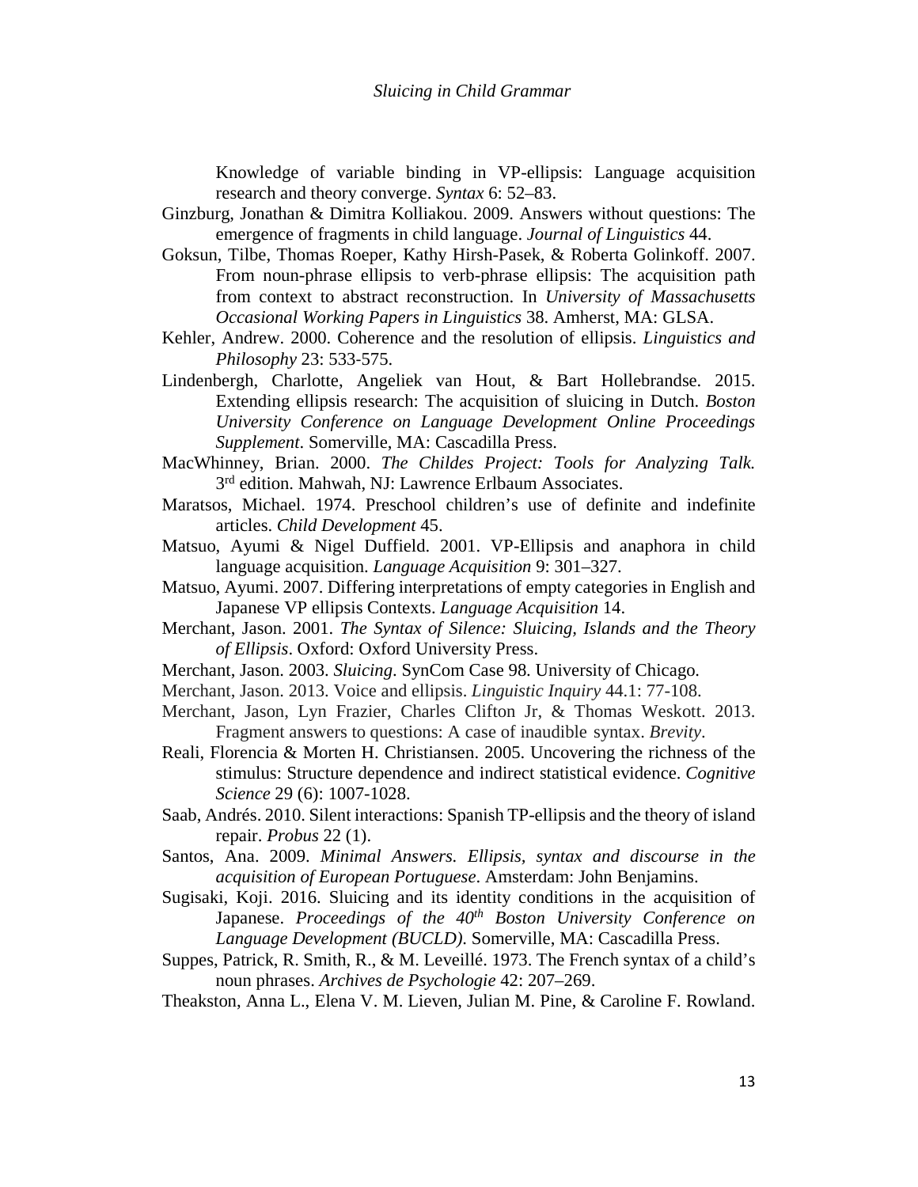Knowledge of variable binding in VP-ellipsis: Language acquisition research and theory converge. *Syntax* 6: 52–83.

Ginzburg, Jonathan & Dimitra Kolliakou. 2009. Answers without questions: The emergence of fragments in child language. *Journal of Linguistics* 44.

Goksun, Tilbe, Thomas Roeper, Kathy Hirsh-Pasek, & Roberta Golinkoff. 2007. From noun-phrase ellipsis to verb-phrase ellipsis: The acquisition path from context to abstract reconstruction. In *University of Massachusetts Occasional Working Papers in Linguistics* 38. Amherst, MA: GLSA.

Kehler, Andrew. 2000. Coherence and the resolution of ellipsis. *Linguistics and Philosophy* 23: 533-575.

Lindenbergh, Charlotte, Angeliek van Hout, & Bart Hollebrandse. 2015. Extending ellipsis research: The acquisition of sluicing in Dutch. *Boston University Conference on Language Development Online Proceedings Supplement*. Somerville, MA: Cascadilla Press.

MacWhinney, Brian. 2000. *The Childes Project: Tools for Analyzing Talk.* 3rd edition. Mahwah, NJ: Lawrence Erlbaum Associates.

Maratsos, Michael. 1974. Preschool children's use of definite and indefinite articles. *Child Development* 45.

Matsuo, Ayumi & Nigel Duffield. 2001. VP-Ellipsis and anaphora in child language acquisition. *Language Acquisition* 9: 301–327.

Matsuo, Ayumi. 2007. Differing interpretations of empty categories in English and Japanese VP ellipsis Contexts. *Language Acquisition* 14.

Merchant, Jason. 2001. *The Syntax of Silence: Sluicing, Islands and the Theory of Ellipsis*. Oxford: Oxford University Press.

Merchant, Jason. 2003. *Sluicing*. SynCom Case 98. University of Chicago.

Merchant, Jason. 2013. Voice and ellipsis. *Linguistic Inquiry* 44.1: 77-108.

Merchant, Jason, Lyn Frazier, Charles Clifton Jr, & Thomas Weskott. 2013. Fragment answers to questions: A case of inaudible syntax. *Brevity*.

Reali, Florencia & Morten H. Christiansen. 2005. Uncovering the richness of the stimulus: Structure dependence and indirect statistical evidence. *Cognitive Science* 29 (6): 1007-1028.

Saab, Andrés. 2010. Silent interactions: Spanish TP-ellipsis and the theory of island repair. *Probus* 22 (1).

Santos, Ana. 2009. *Minimal Answers. Ellipsis, syntax and discourse in the acquisition of European Portuguese*. Amsterdam: John Benjamins.

Sugisaki, Koji. 2016. Sluicing and its identity conditions in the acquisition of Japanese. *Proceedings of the 40th Boston University Conference on Language Development (BUCLD)*. Somerville, MA: Cascadilla Press.

Suppes, Patrick, R. Smith, R., & M. Leveillé. 1973. The French syntax of a child's noun phrases. *Archives de Psychologie* 42: 207–269.

Theakston, Anna L., Elena V. M. Lieven, Julian M. Pine, & Caroline F. Rowland.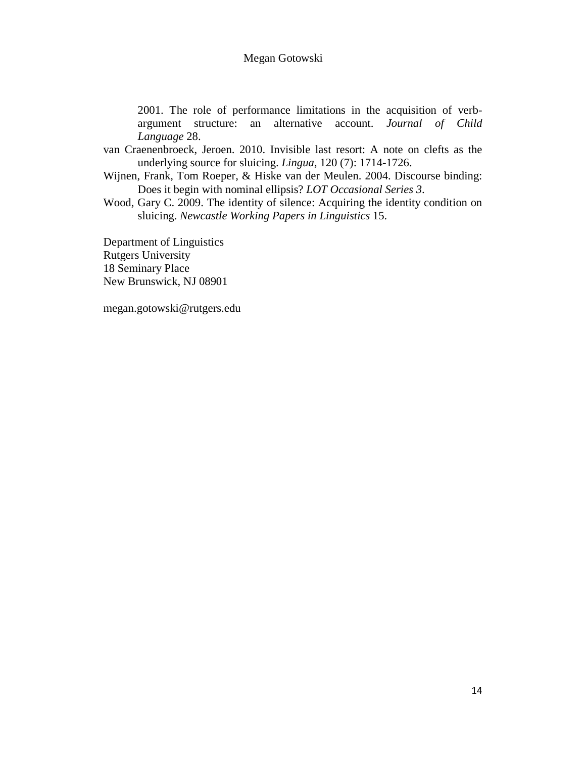2001. The role of performance limitations in the acquisition of verb-argument structure: an alternative account. *Journal of Child Language* 28.

van Craenenbroeck, Jeroen. 2010. Invisible last resort: A note on clefts as the underlying source for sluicing. *Lingua*, 120 (7): 1714-1726.

Wijnen, Frank, Tom Roeper, & Hiske van der Meulen. 2004. Discourse binding: Does it begin with nominal ellipsis? *LOT Occasional Series 3*.

Wood, Gary C. 2009. The identity of silence: Acquiring the identity condition on sluicing. *Newcastle Working Papers in Linguistics* 15.

Department of Linguistics
Rutgers University
18 Seminary Place
New Brunswick, NJ 08901

megan.gotowski@rutgers.edu